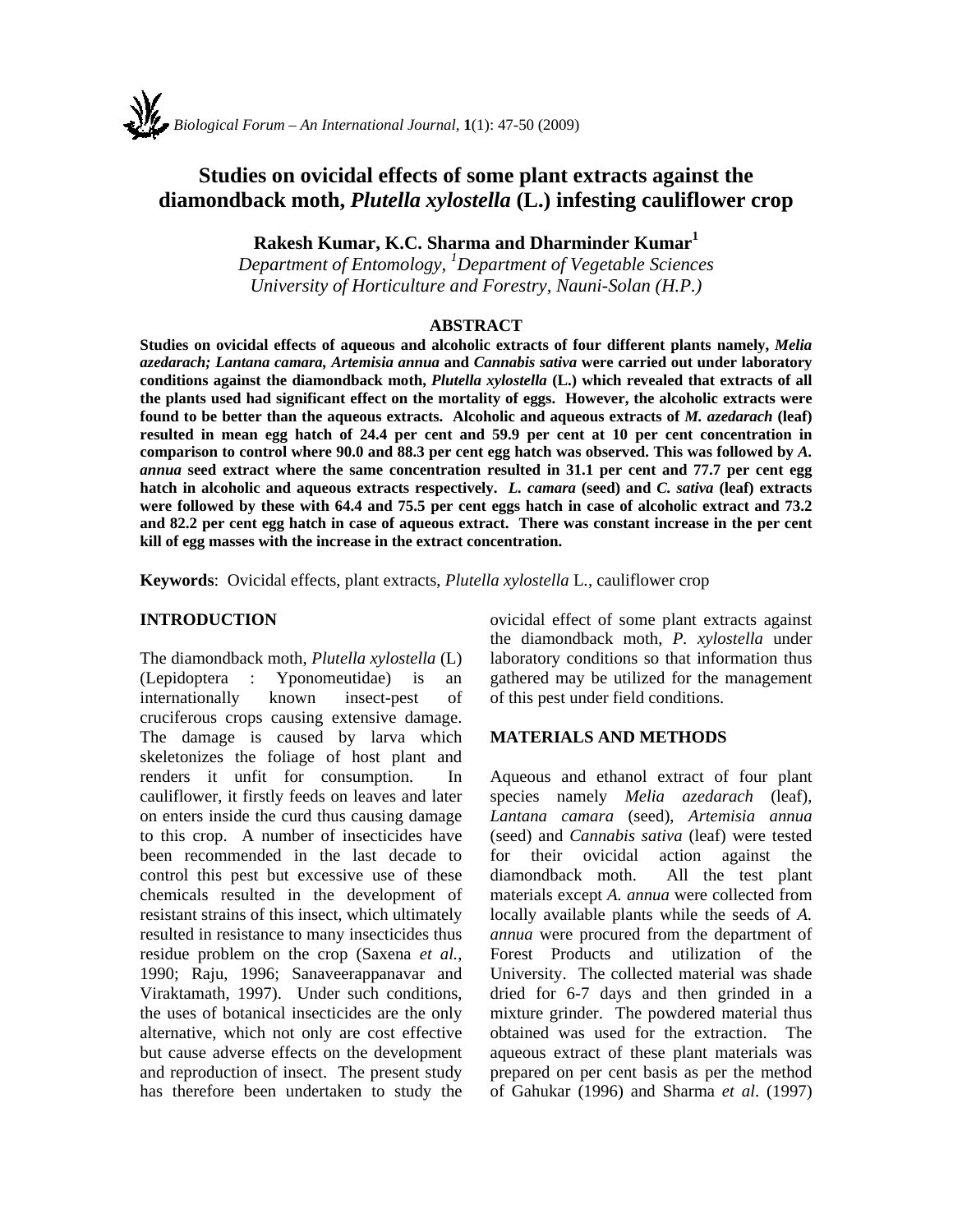# Studies on ovicidal effects of some plant extracts against the diamondback moth, *Plutella xylostella* (L.) infesting cauliflower crop

**Rakesh Kumar, K.C. Sharma and Dharminder Kumar[1]**

*Department of Entomology, [1]Department of Vegetable Sciences*
*University of Horticulture and Forestry, Nauni-Solan (H.P.)*

## ABSTRACT

**Studies on ovicidal effects of aqueous and alcoholic extracts of four different plants namely, *Melia azedarach; Lantana camara, Artemisia annua* and *Cannabis sativa* were carried out under laboratory conditions against the diamondback moth, *Plutella xylostella* (L.) which revealed that extracts of all the plants used had significant effect on the mortality of eggs. However, the alcoholic extracts were found to be better than the aqueous extracts. Alcoholic and aqueous extracts of *M. azedarach* (leaf) resulted in mean egg hatch of 24.4 per cent and 59.9 per cent at 10 per cent concentration in comparison to control where 90.0 and 88.3 per cent egg hatch was observed. This was followed by *A. annua* seed extract where the same concentration resulted in 31.1 per cent and 77.7 per cent egg hatch in alcoholic and aqueous extracts respectively. *L. camara* (seed) and *C. sativa* (leaf) extracts were followed by these with 64.4 and 75.5 per cent eggs hatch in case of alcoholic extract and 73.2 and 82.2 per cent egg hatch in case of aqueous extract. There was constant increase in the per cent kill of egg masses with the increase in the extract concentration.**

**Keywords**: Ovicidal effects, plant extracts, *Plutella xylostella* L., cauliflower crop

## INTRODUCTION

The diamondback moth, *Plutella xylostella* (L) (Lepidoptera : Yponomeutidae) is an internationally known insect-pest of cruciferous crops causing extensive damage. The damage is caused by larva which skeletonizes the foliage of host plant and renders it unfit for consumption. In cauliflower, it firstly feeds on leaves and later on enters inside the curd thus causing damage to this crop. A number of insecticides have been recommended in the last decade to control this pest but excessive use of these chemicals resulted in the development of resistant strains of this insect, which ultimately resulted in resistance to many insecticides thus residue problem on the crop (Saxena *et al.*, 1990; Raju, 1996; Sanaveerappanavar and Viraktamath, 1997). Under such conditions, the uses of botanical insecticides are the only alternative, which not only are cost effective but cause adverse effects on the development and reproduction of insect. The present study has therefore been undertaken to study the ovicidal effect of some plant extracts against the diamondback moth, *P. xylostella* under laboratory conditions so that information thus gathered may be utilized for the management of this pest under field conditions.

## MATERIALS AND METHODS

Aqueous and ethanol extract of four plant species namely *Melia azedarach* (leaf), *Lantana camara* (seed), *Artemisia annua* (seed) and *Cannabis sativa* (leaf) were tested for their ovicidal action against the diamondback moth. All the test plant materials except *A. annua* were collected from locally available plants while the seeds of *A. annua* were procured from the department of Forest Products and utilization of the University. The collected material was shade dried for 6-7 days and then grinded in a mixture grinder. The powdered material thus obtained was used for the extraction. The aqueous extract of these plant materials was prepared on per cent basis as per the method of Gahukar (1996) and Sharma *et al*. (1997)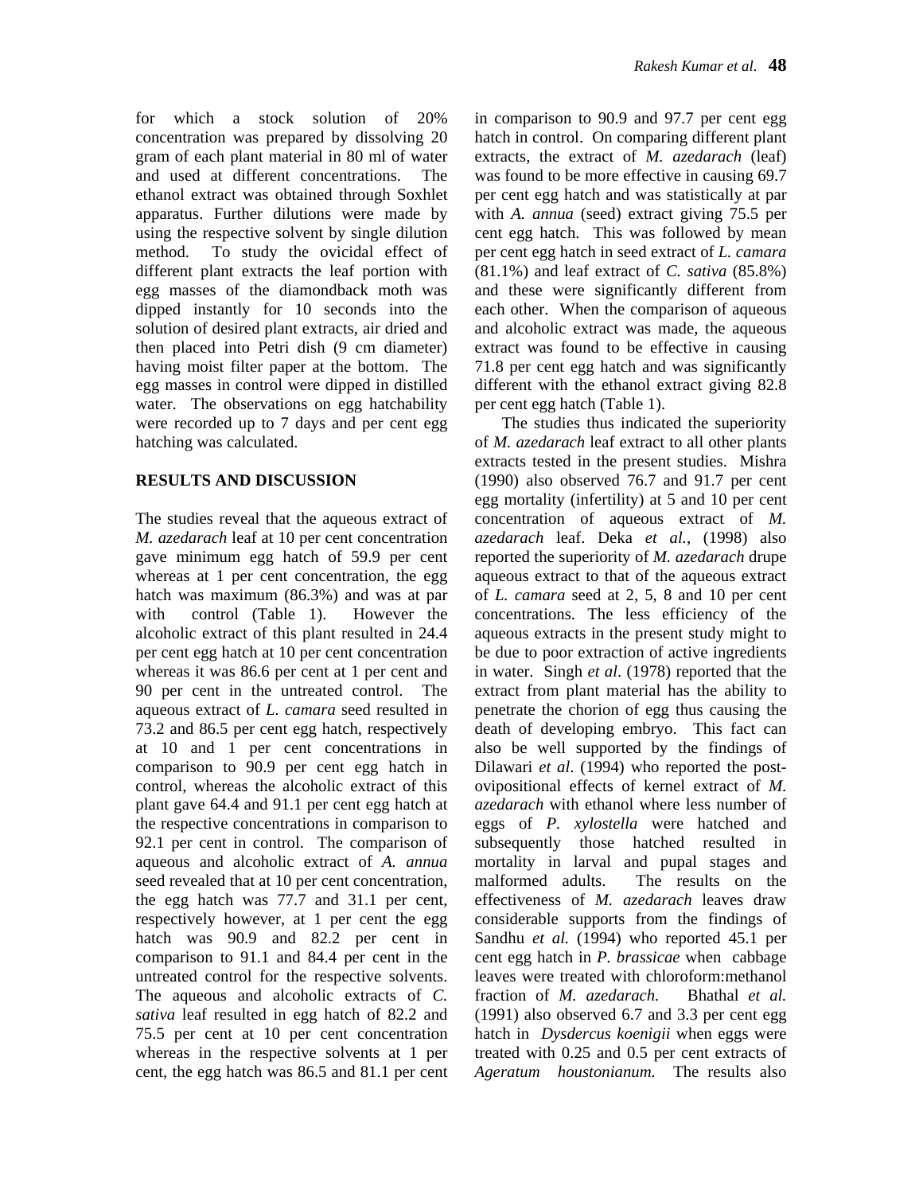for which a stock solution of 20% concentration was prepared by dissolving 20 gram of each plant material in 80 ml of water and used at different concentrations. The ethanol extract was obtained through Soxhlet apparatus. Further dilutions were made by using the respective solvent by single dilution method. To study the ovicidal effect of different plant extracts the leaf portion with egg masses of the diamondback moth was dipped instantly for 10 seconds into the solution of desired plant extracts, air dried and then placed into Petri dish (9 cm diameter) having moist filter paper at the bottom. The egg masses in control were dipped in distilled water. The observations on egg hatchability were recorded up to 7 days and per cent egg hatching was calculated.

## RESULTS AND DISCUSSION

The studies reveal that the aqueous extract of *M. azedarach* leaf at 10 per cent concentration gave minimum egg hatch of 59.9 per cent whereas at 1 per cent concentration, the egg hatch was maximum (86.3%) and was at par with control (Table 1). However the alcoholic extract of this plant resulted in 24.4 per cent egg hatch at 10 per cent concentration whereas it was 86.6 per cent at 1 per cent and 90 per cent in the untreated control. The aqueous extract of *L. camara* seed resulted in 73.2 and 86.5 per cent egg hatch, respectively at 10 and 1 per cent concentrations in comparison to 90.9 per cent egg hatch in control, whereas the alcoholic extract of this plant gave 64.4 and 91.1 per cent egg hatch at the respective concentrations in comparison to 92.1 per cent in control. The comparison of aqueous and alcoholic extract of *A. annua* seed revealed that at 10 per cent concentration, the egg hatch was 77.7 and 31.1 per cent, respectively however, at 1 per cent the egg hatch was 90.9 and 82.2 per cent in comparison to 91.1 and 84.4 per cent in the untreated control for the respective solvents. The aqueous and alcoholic extracts of *C. sativa* leaf resulted in egg hatch of 82.2 and 75.5 per cent at 10 per cent concentration whereas in the respective solvents at 1 per cent, the egg hatch was 86.5 and 81.1 per cent in comparison to 90.9 and 97.7 per cent egg hatch in control. On comparing different plant extracts, the extract of *M. azedarach* (leaf) was found to be more effective in causing 69.7 per cent egg hatch and was statistically at par with *A. annua* (seed) extract giving 75.5 per cent egg hatch. This was followed by mean per cent egg hatch in seed extract of *L. camara* (81.1%) and leaf extract of *C. sativa* (85.8%) and these were significantly different from each other. When the comparison of aqueous and alcoholic extract was made, the aqueous extract was found to be effective in causing 71.8 per cent egg hatch and was significantly different with the ethanol extract giving 82.8 per cent egg hatch (Table 1).

The studies thus indicated the superiority of *M. azedarach* leaf extract to all other plants extracts tested in the present studies. Mishra (1990) also observed 76.7 and 91.7 per cent egg mortality (infertility) at 5 and 10 per cent concentration of aqueous extract of *M. azedarach* leaf. Deka *et al.*, (1998) also reported the superiority of *M. azedarach* drupe aqueous extract to that of the aqueous extract of *L. camara* seed at 2, 5, 8 and 10 per cent concentrations. The less efficiency of the aqueous extracts in the present study might to be due to poor extraction of active ingredients in water. Singh *et al*. (1978) reported that the extract from plant material has the ability to penetrate the chorion of egg thus causing the death of developing embryo. This fact can also be well supported by the findings of Dilawari *et al*. (1994) who reported the post-ovipositional effects of kernel extract of *M. azedarach* with ethanol where less number of eggs of *P. xylostella* were hatched and subsequently those hatched resulted in mortality in larval and pupal stages and malformed adults. The results on the effectiveness of *M. azedarach* leaves draw considerable supports from the findings of Sandhu *et al.* (1994) who reported 45.1 per cent egg hatch in *P. brassicae* when cabbage leaves were treated with chloroform:methanol fraction of *M. azedarach.* Bhathal *et al.* (1991) also observed 6.7 and 3.3 per cent egg hatch in *Dysdercus koenigii* when eggs were treated with 0.25 and 0.5 per cent extracts of *Ageratum houstonianum.* The results also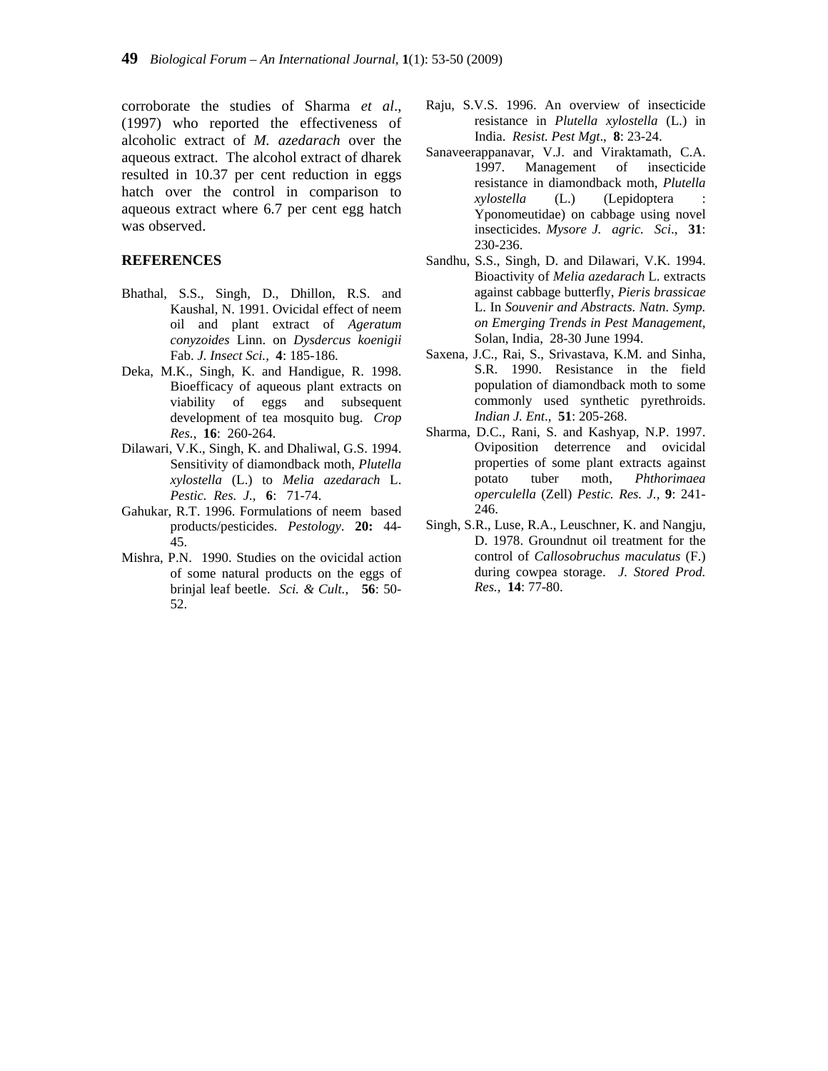corroborate the studies of Sharma *et al*., (1997) who reported the effectiveness of alcoholic extract of *M. azedarach* over the aqueous extract. The alcohol extract of dharek resulted in 10.37 per cent reduction in eggs hatch over the control in comparison to aqueous extract where 6.7 per cent egg hatch was observed.

## REFERENCES

Bhathal, S.S., Singh, D., Dhillon, R.S. and Kaushal, N. 1991. Ovicidal effect of neem oil and plant extract of *Ageratum conyzoides* Linn. on *Dysdercus koenigii* Fab. *J. Insect Sci.,* **4**: 185-186.

Deka, M.K., Singh, K. and Handigue, R. 1998. Bioefficacy of aqueous plant extracts on viability of eggs and subsequent development of tea mosquito bug. *Crop Res.,* **16**: 260-264.

Dilawari, V.K., Singh, K. and Dhaliwal, G.S. 1994. Sensitivity of diamondback moth, *Plutella xylostella* (L.) to *Melia azedarach* L. *Pestic. Res. J.,* **6**: 71-74.

Gahukar, R.T. 1996. Formulations of neem based products/pesticides. *Pestology*. **20:** 44-45.

Mishra, P.N. 1990. Studies on the ovicidal action of some natural products on the eggs of brinjal leaf beetle. *Sci. & Cult.,* **56**: 50-52.

Raju, S.V.S. 1996. An overview of insecticide resistance in *Plutella xylostella* (L.) in India. *Resist. Pest Mgt*., **8**: 23-24.

Sanaveerappanavar, V.J. and Viraktamath, C.A. 1997. Management of insecticide resistance in diamondback moth, *Plutella xylostella* (L.) (Lepidoptera : Yponomeutidae) on cabbage using novel insecticides. *Mysore J. agric. Sci*., **31**: 230-236.

Sandhu, S.S., Singh, D. and Dilawari, V.K. 1994. Bioactivity of *Melia azedarach* L. extracts against cabbage butterfly, *Pieris brassicae* L. In *Souvenir and Abstracts. Natn. Symp. on Emerging Trends in Pest Management*, Solan, India, 28-30 June 1994.

Saxena, J.C., Rai, S., Srivastava, K.M. and Sinha, S.R. 1990. Resistance in the field population of diamondback moth to some commonly used synthetic pyrethroids. *Indian J. Ent*., **51**: 205-268.

Sharma, D.C., Rani, S. and Kashyap, N.P. 1997. Oviposition deterrence and ovicidal properties of some plant extracts against potato tuber moth, *Phthorimaea operculella* (Zell) *Pestic. Res. J.,* **9**: 241-246.

Singh, S.R., Luse, R.A., Leuschner, K. and Nangju, D. 1978. Groundnut oil treatment for the control of *Callosobruchus maculatus* (F.) during cowpea storage. *J. Stored Prod. Res.,* **14**: 77-80.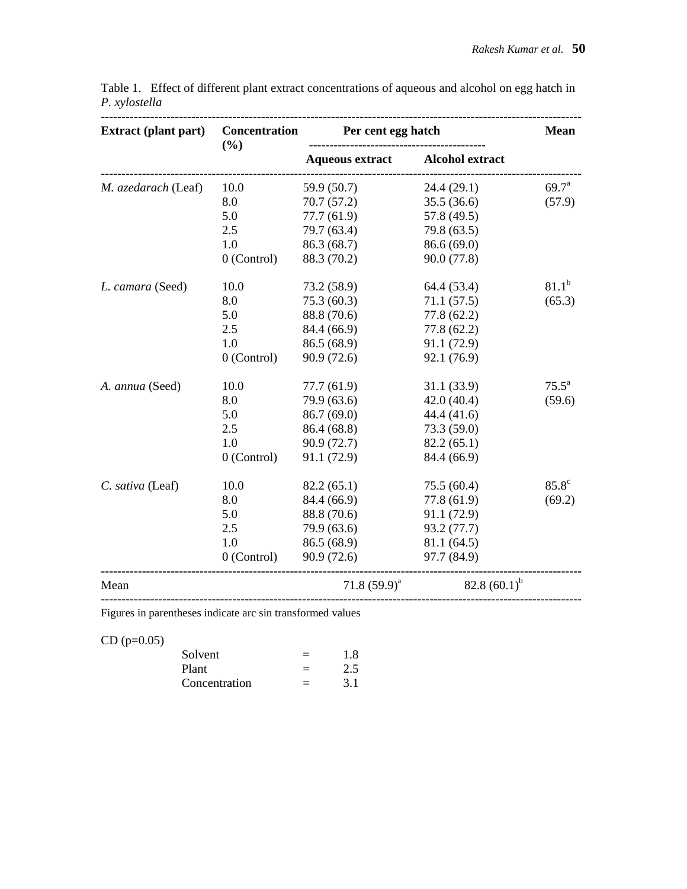Table 1. Effect of different plant extract concentrations of aqueous and alcohol on egg hatch in *P. xylostella*

| Extract (plant part) | Concentration (%) | Per cent egg hatch | | Mean |
|---|---|---|---|---|
| | | Aqueous extract | Alcohol extract | |
| *M. azedarach* (Leaf) | 10.0 | 59.9 (50.7) | 24.4 (29.1) | 69.7[a] (57.9) |
| | 8.0 | 70.7 (57.2) | 35.5 (36.6) | |
| | 5.0 | 77.7 (61.9) | 57.8 (49.5) | |
| | 2.5 | 79.7 (63.4) | 79.8 (63.5) | |
| | 1.0 | 86.3 (68.7) | 86.6 (69.0) | |
| | 0 (Control) | 88.3 (70.2) | 90.0 (77.8) | |
| *L. camara* (Seed) | 10.0 | 73.2 (58.9) | 64.4 (53.4) | 81.1[b] (65.3) |
| | 8.0 | 75.3 (60.3) | 71.1 (57.5) | |
| | 5.0 | 88.8 (70.6) | 77.8 (62.2) | |
| | 2.5 | 84.4 (66.9) | 77.8 (62.2) | |
| | 1.0 | 86.5 (68.9) | 91.1 (72.9) | |
| | 0 (Control) | 90.9 (72.6) | 92.1 (76.9) | |
| *A. annua* (Seed) | 10.0 | 77.7 (61.9) | 31.1 (33.9) | 75.5[a] (59.6) |
| | 8.0 | 79.9 (63.6) | 42.0 (40.4) | |
| | 5.0 | 86.7 (69.0) | 44.4 (41.6) | |
| | 2.5 | 86.4 (68.8) | 73.3 (59.0) | |
| | 1.0 | 90.9 (72.7) | 82.2 (65.1) | |
| | 0 (Control) | 91.1 (72.9) | 84.4 (66.9) | |
| *C. sativa* (Leaf) | 10.0 | 82.2 (65.1) | 75.5 (60.4) | 85.8[c] (69.2) |
| | 8.0 | 84.4 (66.9) | 77.8 (61.9) | |
| | 5.0 | 88.8 (70.6) | 91.1 (72.9) | |
| | 2.5 | 79.9 (63.6) | 93.2 (77.7) | |
| | 1.0 | 86.5 (68.9) | 81.1 (64.5) | |
| | 0 (Control) | 90.9 (72.6) | 97.7 (84.9) | |
| Mean | | 71.8 (59.9)[a] | 82.8 (60.1)[b] | |

Figures in parentheses indicate arc sin transformed values

CD ($p$=0.05)

| | | |
|---|---|---|
| Solvent | = | 1.8 |
| Plant | = | 2.5 |
| Concentration | = | 3.1 |